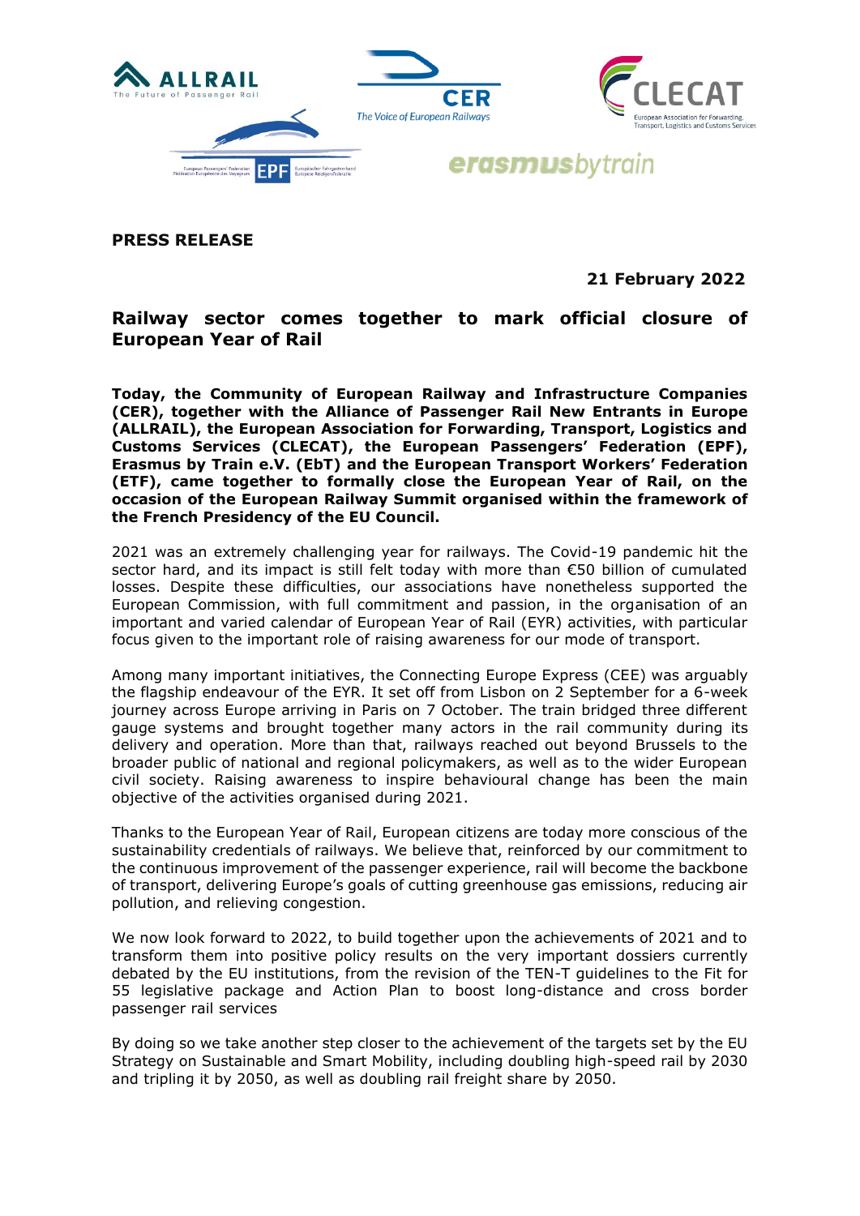**PRESS RELEASE**

**21 February 2022**

# Railway sector comes together to mark official closure of European Year of Rail

**Today, the Community of European Railway and Infrastructure Companies (CER), together with the Alliance of Passenger Rail New Entrants in Europe (ALLRAIL), the European Association for Forwarding, Transport, Logistics and Customs Services (CLECAT), the European Passengers' Federation (EPF), Erasmus by Train e.V. (EbT) and the European Transport Workers' Federation (ETF), came together to formally close the European Year of Rail, on the occasion of the European Railway Summit organised within the framework of the French Presidency of the EU Council.**

2021 was an extremely challenging year for railways. The Covid-19 pandemic hit the sector hard, and its impact is still felt today with more than €50 billion of cumulated losses. Despite these difficulties, our associations have nonetheless supported the European Commission, with full commitment and passion, in the organisation of an important and varied calendar of European Year of Rail (EYR) activities, with particular focus given to the important role of raising awareness for our mode of transport.

Among many important initiatives, the Connecting Europe Express (CEE) was arguably the flagship endeavour of the EYR. It set off from Lisbon on 2 September for a 6-week journey across Europe arriving in Paris on 7 October. The train bridged three different gauge systems and brought together many actors in the rail community during its delivery and operation. More than that, railways reached out beyond Brussels to the broader public of national and regional policymakers, as well as to the wider European civil society. Raising awareness to inspire behavioural change has been the main objective of the activities organised during 2021.

Thanks to the European Year of Rail, European citizens are today more conscious of the sustainability credentials of railways. We believe that, reinforced by our commitment to the continuous improvement of the passenger experience, rail will become the backbone of transport, delivering Europe's goals of cutting greenhouse gas emissions, reducing air pollution, and relieving congestion.

We now look forward to 2022, to build together upon the achievements of 2021 and to transform them into positive policy results on the very important dossiers currently debated by the EU institutions, from the revision of the TEN-T guidelines to the Fit for 55 legislative package and Action Plan to boost long-distance and cross border passenger rail services

By doing so we take another step closer to the achievement of the targets set by the EU Strategy on Sustainable and Smart Mobility, including doubling high-speed rail by 2030 and tripling it by 2050, as well as doubling rail freight share by 2050.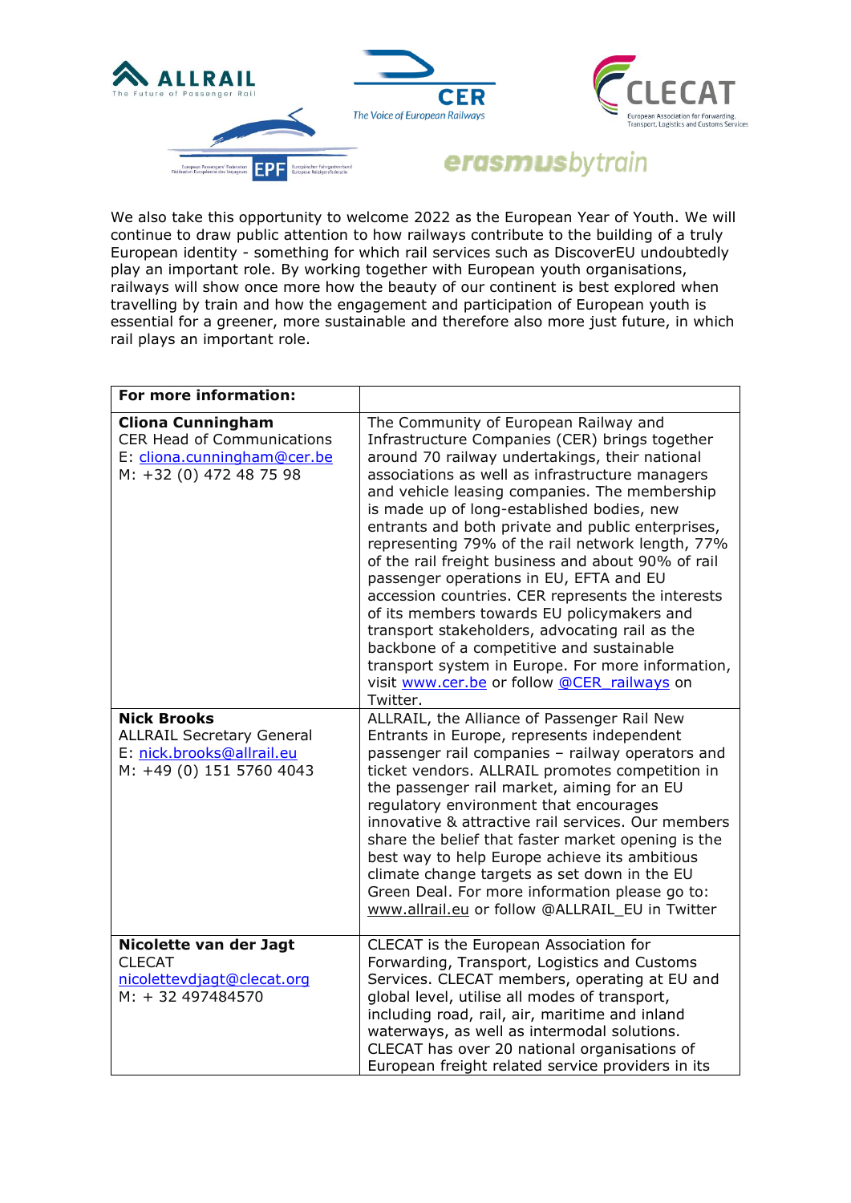We also take this opportunity to welcome 2022 as the European Year of Youth. We will continue to draw public attention to how railways contribute to the building of a truly European identity - something for which rail services such as DiscoverEU undoubtedly play an important role. By working together with European youth organisations, railways will show once more how the beauty of our continent is best explored when travelling by train and how the engagement and participation of European youth is essential for a greener, more sustainable and therefore also more just future, in which rail plays an important role.

| **For more information:** | |
|---|---|
| **Cliona Cunningham**<br>CER Head of Communications<br>E: cliona.cunningham@cer.be<br>M: +32 (0) 472 48 75 98 | The Community of European Railway and Infrastructure Companies (CER) brings together around 70 railway undertakings, their national associations as well as infrastructure managers and vehicle leasing companies. The membership is made up of long-established bodies, new entrants and both private and public enterprises, representing 79% of the rail network length, 77% of the rail freight business and about 90% of rail passenger operations in EU, EFTA and EU accession countries. CER represents the interests of its members towards EU policymakers and transport stakeholders, advocating rail as the backbone of a competitive and sustainable transport system in Europe. For more information, visit www.cer.be or follow @CER_railways on Twitter. |
| **Nick Brooks**<br>ALLRAIL Secretary General<br>E: nick.brooks@allrail.eu<br>M: +49 (0) 151 5760 4043 | ALLRAIL, the Alliance of Passenger Rail New Entrants in Europe, represents independent passenger rail companies – railway operators and ticket vendors. ALLRAIL promotes competition in the passenger rail market, aiming for an EU regulatory environment that encourages innovative & attractive rail services. Our members share the belief that faster market opening is the best way to help Europe achieve its ambitious climate change targets as set down in the EU Green Deal. For more information please go to: www.allrail.eu or follow @ALLRAIL_EU in Twitter |
| **Nicolette van der Jagt**<br>CLECAT<br>nicolettevdjagt@clecat.org<br>M: + 32 497484570 | CLECAT is the European Association for Forwarding, Transport, Logistics and Customs Services. CLECAT members, operating at EU and global level, utilise all modes of transport, including road, rail, air, maritime and inland waterways, as well as intermodal solutions. CLECAT has over 20 national organisations of European freight related service providers in its |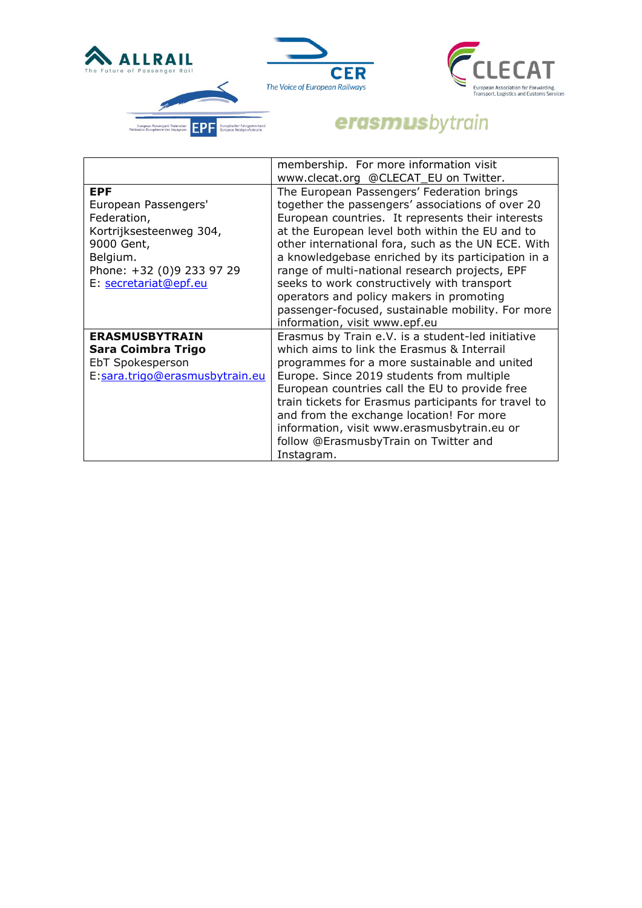| | |
|---|---|
| | membership. For more information visit www.clecat.org @CLECAT_EU on Twitter. |
| **EPF**<br>European Passengers' Federation,<br>Kortrijksesteenweg 304,<br>9000 Gent,<br>Belgium.<br>Phone: +32 (0)9 233 97 29<br>E: secretariat@epf.eu | The European Passengers' Federation brings together the passengers' associations of over 20 European countries. It represents their interests at the European level both within the EU and to other international fora, such as the UN ECE. With a knowledgebase enriched by its participation in a range of multi-national research projects, EPF seeks to work constructively with transport operators and policy makers in promoting passenger-focused, sustainable mobility. For more information, visit www.epf.eu |
| **ERASMUSBYTRAIN**<br>**Sara Coimbra Trigo**<br>EbT Spokesperson<br>E:sara.trigo@erasmusbytrain.eu | Erasmus by Train e.V. is a student-led initiative which aims to link the Erasmus & Interrail programmes for a more sustainable and united Europe. Since 2019 students from multiple European countries call the EU to provide free train tickets for Erasmus participants for travel to and from the exchange location! For more information, visit www.erasmusbytrain.eu or follow @ErasmusbyTrain on Twitter and Instagram. |